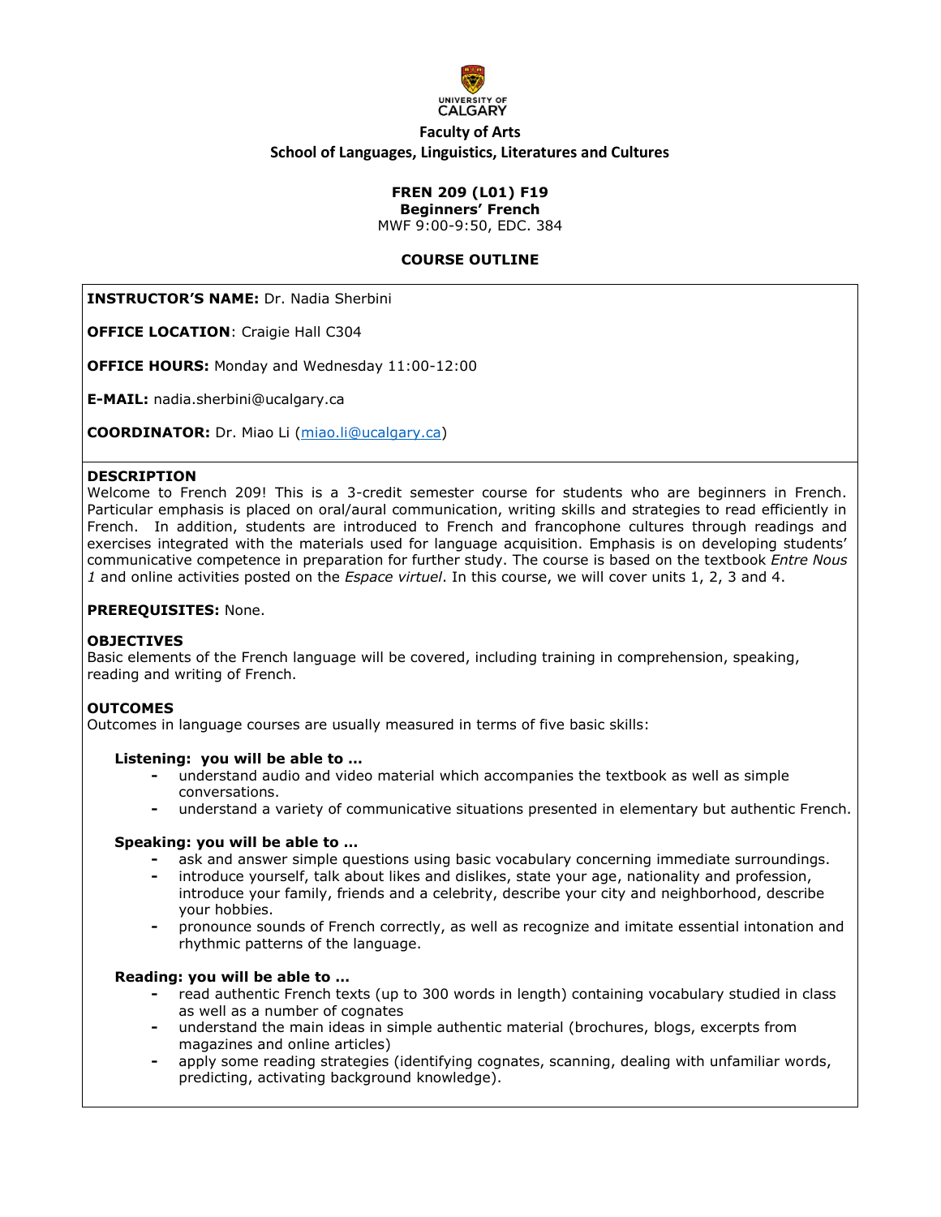University of Calgary

**Faculty of Arts**
**School of Languages, Linguistics, Literatures and Cultures**

**FREN 209 (L01) F19**
**Beginners' French**
MWF 9:00-9:50, EDC. 384

## COURSE OUTLINE

**INSTRUCTOR'S NAME:** Dr. Nadia Sherbini

**OFFICE LOCATION**: Craigie Hall C304

**OFFICE HOURS:** Monday and Wednesday 11:00-12:00

**E-MAIL:** nadia.sherbini@ucalgary.ca

**COORDINATOR:** Dr. Miao Li (miao.li@ucalgary.ca)

**DESCRIPTION**
Welcome to French 209! This is a 3-credit semester course for students who are beginners in French. Particular emphasis is placed on oral/aural communication, writing skills and strategies to read efficiently in French. In addition, students are introduced to French and francophone cultures through readings and exercises integrated with the materials used for language acquisition. Emphasis is on developing students' communicative competence in preparation for further study. The course is based on the textbook *Entre Nous 1* and online activities posted on the *Espace virtuel*. In this course, we will cover units 1, 2, 3 and 4.

**PREREQUISITES:** None.

**OBJECTIVES**
Basic elements of the French language will be covered, including training in comprehension, speaking, reading and writing of French.

**OUTCOMES**
Outcomes in language courses are usually measured in terms of five basic skills:

**Listening: you will be able to …**
- understand audio and video material which accompanies the textbook as well as simple conversations.
- understand a variety of communicative situations presented in elementary but authentic French.

**Speaking: you will be able to …**
- ask and answer simple questions using basic vocabulary concerning immediate surroundings.
- introduce yourself, talk about likes and dislikes, state your age, nationality and profession, introduce your family, friends and a celebrity, describe your city and neighborhood, describe your hobbies.
- pronounce sounds of French correctly, as well as recognize and imitate essential intonation and rhythmic patterns of the language.

**Reading: you will be able to …**
- read authentic French texts (up to 300 words in length) containing vocabulary studied in class as well as a number of cognates
- understand the main ideas in simple authentic material (brochures, blogs, excerpts from magazines and online articles)
- apply some reading strategies (identifying cognates, scanning, dealing with unfamiliar words, predicting, activating background knowledge).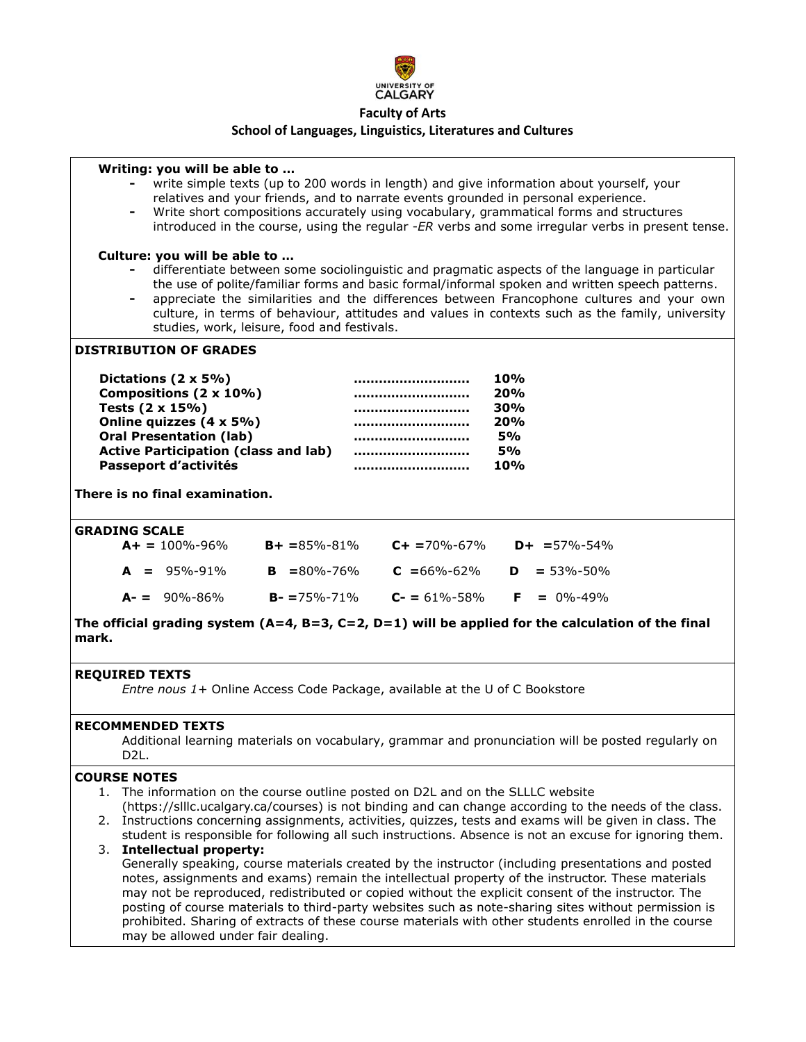**Faculty of Arts**

**School of Languages, Linguistics, Literatures and Cultures**

**Writing: you will be able to …**

- write simple texts (up to 200 words in length) and give information about yourself, your relatives and your friends, and to narrate events grounded in personal experience.
- Write short compositions accurately using vocabulary, grammatical forms and structures introduced in the course, using the regular *-ER* verbs and some irregular verbs in present tense.

**Culture: you will be able to …**

- differentiate between some sociolinguistic and pragmatic aspects of the language in particular the use of polite/familiar forms and basic formal/informal spoken and written speech patterns.
- appreciate the similarities and the differences between Francophone cultures and your own culture, in terms of behaviour, attitudes and values in contexts such as the family, university studies, work, leisure, food and festivals.

## DISTRIBUTION OF GRADES

| | | |
|---|---|---|
| **Dictations (2 x 5%)** | ……………………… | **10%** |
| **Compositions (2 x 10%)** | ……………………… | **20%** |
| **Tests (2 x 15%)** | ……………………… | **30%** |
| **Online quizzes (4 x 5%)** | ……………………… | **20%** |
| **Oral Presentation (lab)** | ……………………… | **5%** |
| **Active Participation (class and lab)** | ……………………… | **5%** |
| **Passeport d'activités** | ……………………… | **10%** |

**There is no final examination.**

## GRADING SCALE

| | | | |
|---|---|---|---|
| **A+ =** 100%-96% | **B+ =**85%-81% | **C+ =**70%-67% | **D+ =**57%-54% |
| **A =** 95%-91% | **B =**80%-76% | **C =**66%-62% | **D =** 53%-50% |
| **A- =** 90%-86% | **B- =**75%-71% | **C- =** 61%-58% | **F =** 0%-49% |

**The official grading system (A=4, B=3, C=2, D=1) will be applied for the calculation of the final mark.**

## REQUIRED TEXTS

*Entre nous 1+* Online Access Code Package, available at the U of C Bookstore

## RECOMMENDED TEXTS

Additional learning materials on vocabulary, grammar and pronunciation will be posted regularly on D2L.

## COURSE NOTES

1. The information on the course outline posted on D2L and on the SLLLC website (https://slllc.ucalgary.ca/courses) is not binding and can change according to the needs of the class.
2. Instructions concerning assignments, activities, quizzes, tests and exams will be given in class. The student is responsible for following all such instructions. Absence is not an excuse for ignoring them.
3. **Intellectual property:**
   Generally speaking, course materials created by the instructor (including presentations and posted notes, assignments and exams) remain the intellectual property of the instructor. These materials may not be reproduced, redistributed or copied without the explicit consent of the instructor. The posting of course materials to third-party websites such as note-sharing sites without permission is prohibited. Sharing of extracts of these course materials with other students enrolled in the course may be allowed under fair dealing.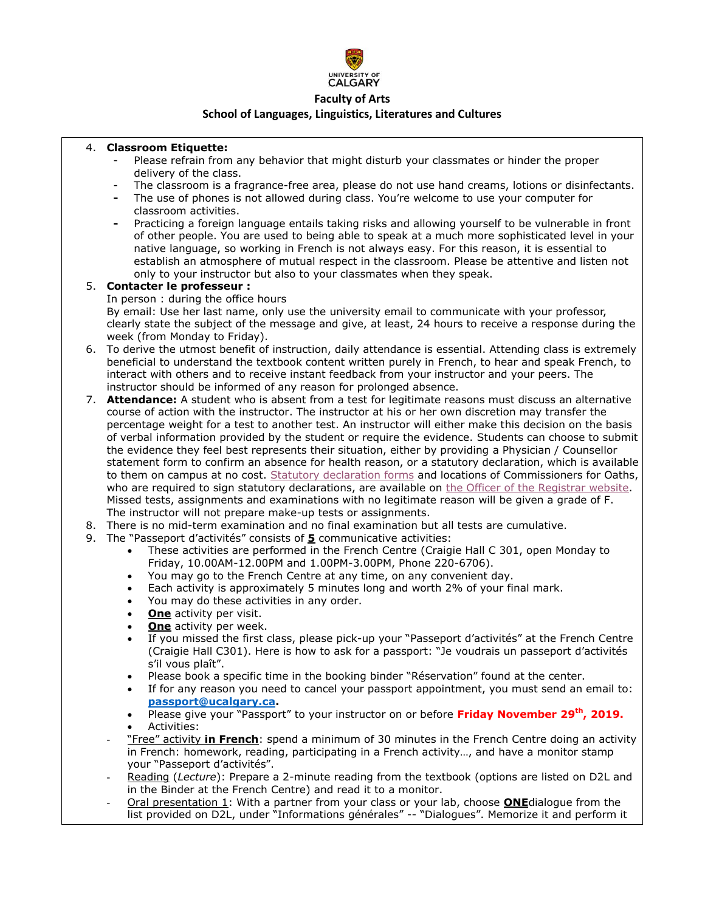4. **Classroom Etiquette:**
   - Please refrain from any behavior that might disturb your classmates or hinder the proper delivery of the class.
   - The classroom is a fragrance-free area, please do not use hand creams, lotions or disinfectants.
   - The use of phones is not allowed during class. You're welcome to use your computer for classroom activities.
   - Practicing a foreign language entails taking risks and allowing yourself to be vulnerable in front of other people. You are used to being able to speak at a much more sophisticated level in your native language, so working in French is not always easy. For this reason, it is essential to establish an atmosphere of mutual respect in the classroom. Please be attentive and listen not only to your instructor but also to your classmates when they speak.
5. **Contacter le professeur :**
   In person : during the office hours
   By email: Use her last name, only use the university email to communicate with your professor, clearly state the subject of the message and give, at least, 24 hours to receive a response during the week (from Monday to Friday).
6. To derive the utmost benefit of instruction, daily attendance is essential. Attending class is extremely beneficial to understand the textbook content written purely in French, to hear and speak French, to interact with others and to receive instant feedback from your instructor and your peers. The instructor should be informed of any reason for prolonged absence.
7. **Attendance:** A student who is absent from a test for legitimate reasons must discuss an alternative course of action with the instructor. The instructor at his or her own discretion may transfer the percentage weight for a test to another test. An instructor will either make this decision on the basis of verbal information provided by the student or require the evidence. Students can choose to submit the evidence they feel best represents their situation, either by providing a Physician / Counsellor statement form to confirm an absence for health reason, or a statutory declaration, which is available to them on campus at no cost. Statutory declaration forms and locations of Commissioners for Oaths, who are required to sign statutory declarations, are available on the Officer of the Registrar website. Missed tests, assignments and examinations with no legitimate reason will be given a grade of F. The instructor will not prepare make-up tests or assignments.
8. There is no mid-term examination and no final examination but all tests are cumulative.
9. The "Passeport d'activités" consists of **5** communicative activities:
   - These activities are performed in the French Centre (Craigie Hall C 301, open Monday to Friday, 10.00AM-12.00PM and 1.00PM-3.00PM, Phone 220-6706).
   - You may go to the French Centre at any time, on any convenient day.
   - Each activity is approximately 5 minutes long and worth 2% of your final mark.
   - You may do these activities in any order.
   - **One** activity per visit.
   - **One** activity per week.
   - If you missed the first class, please pick-up your "Passeport d'activités" at the French Centre (Craigie Hall C301). Here is how to ask for a passport: "Je voudrais un passeport d'activités s'il vous plaît".
   - Please book a specific time in the booking binder "Réservation" found at the center.
   - If for any reason you need to cancel your passport appointment, you must send an email to: **passport@ucalgary.ca.**
   - Please give your "Passeport" to your instructor on or before **Friday November 29th, 2019.**
   - Activities:
   - "Free" activity **in French**: spend a minimum of 30 minutes in the French Centre doing an activity in French: homework, reading, participating in a French activity…, and have a monitor stamp your "Passeport d'activités".
   - Reading (*Lecture*): Prepare a 2-minute reading from the textbook (options are listed on D2L and in the Binder at the French Centre) and read it to a monitor.
   - Oral presentation 1: With a partner from your class or your lab, choose **ONE**dialogue from the list provided on D2L, under "Informations générales" -- "Dialogues". Memorize it and perform it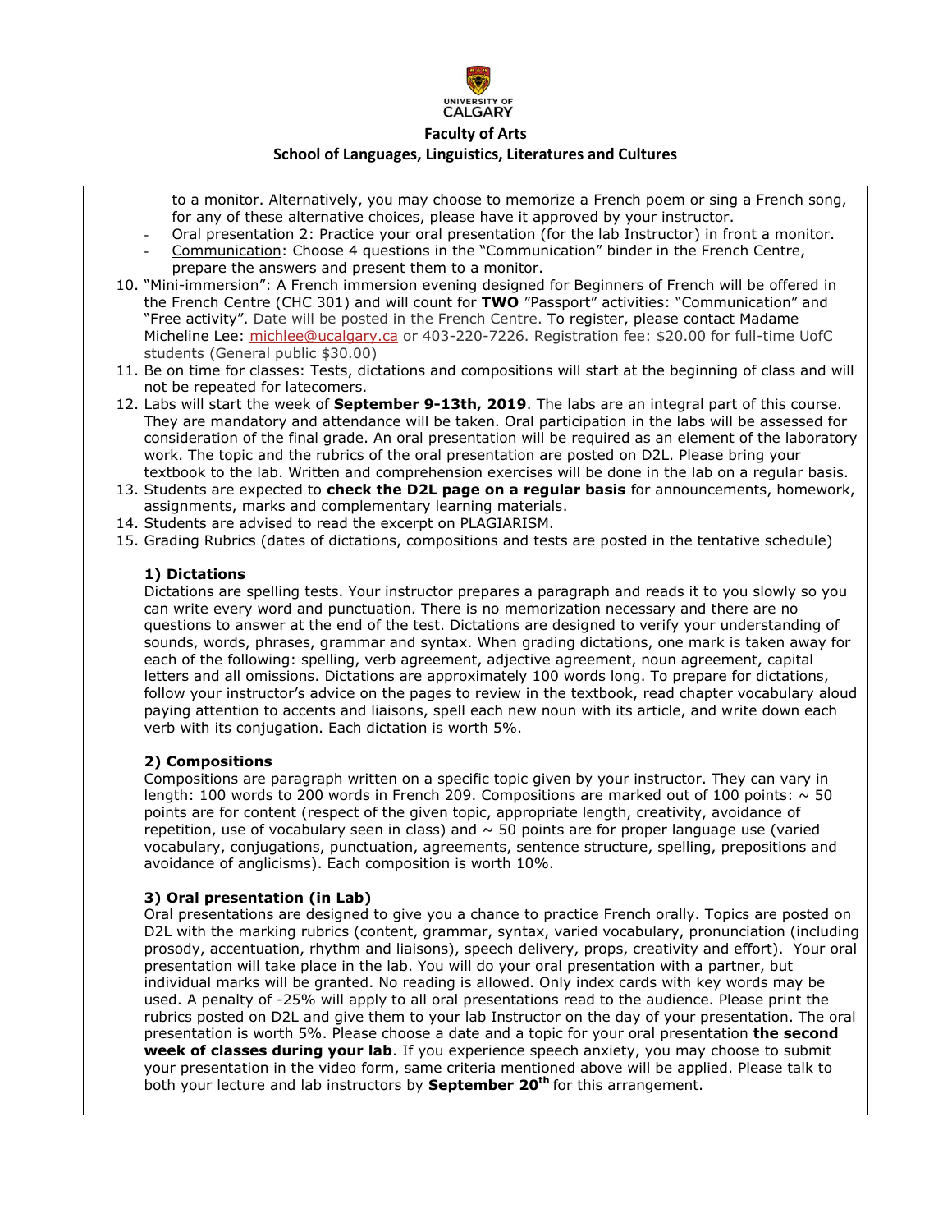to a monitor. Alternatively, you may choose to memorize a French poem or sing a French song, for any of these alternative choices, please have it approved by your instructor.

- Oral presentation 2: Practice your oral presentation (for the lab Instructor) in front a monitor.
- Communication: Choose 4 questions in the "Communication" binder in the French Centre, prepare the answers and present them to a monitor.

10. "Mini-immersion": A French immersion evening designed for Beginners of French will be offered in the French Centre (CHC 301) and will count for **TWO** "Passport" activities: "Communication" and "Free activity". Date will be posted in the French Centre. To register, please contact Madame Micheline Lee: michlee@ucalgary.ca or 403-220-7226. Registration fee: $20.00 for full-time UofC students (General public $30.00)
11. Be on time for classes: Tests, dictations and compositions will start at the beginning of class and will not be repeated for latecomers.
12. Labs will start the week of **September 9-13th, 2019**. The labs are an integral part of this course. They are mandatory and attendance will be taken. Oral participation in the labs will be assessed for consideration of the final grade. An oral presentation will be required as an element of the laboratory work. The topic and the rubrics of the oral presentation are posted on D2L. Please bring your textbook to the lab. Written and comprehension exercises will be done in the lab on a regular basis.
13. Students are expected to **check the D2L page on a regular basis** for announcements, homework, assignments, marks and complementary learning materials.
14. Students are advised to read the excerpt on PLAGIARISM.
15. Grading Rubrics (dates of dictations, compositions and tests are posted in the tentative schedule)

**1) Dictations**

Dictations are spelling tests. Your instructor prepares a paragraph and reads it to you slowly so you can write every word and punctuation. There is no memorization necessary and there are no questions to answer at the end of the test. Dictations are designed to verify your understanding of sounds, words, phrases, grammar and syntax. When grading dictations, one mark is taken away for each of the following: spelling, verb agreement, adjective agreement, noun agreement, capital letters and all omissions. Dictations are approximately 100 words long. To prepare for dictations, follow your instructor's advice on the pages to review in the textbook, read chapter vocabulary aloud paying attention to accents and liaisons, spell each new noun with its article, and write down each verb with its conjugation. Each dictation is worth 5%.

**2) Compositions**

Compositions are paragraph written on a specific topic given by your instructor. They can vary in length: 100 words to 200 words in French 209. Compositions are marked out of 100 points: ~ 50 points are for content (respect of the given topic, appropriate length, creativity, avoidance of repetition, use of vocabulary seen in class) and ~ 50 points are for proper language use (varied vocabulary, conjugations, punctuation, agreements, sentence structure, spelling, prepositions and avoidance of anglicisms). Each composition is worth 10%.

**3) Oral presentation (in Lab)**

Oral presentations are designed to give you a chance to practice French orally. Topics are posted on D2L with the marking rubrics (content, grammar, syntax, varied vocabulary, pronunciation (including prosody, accentuation, rhythm and liaisons), speech delivery, props, creativity and effort). Your oral presentation will take place in the lab. You will do your oral presentation with a partner, but individual marks will be granted. No reading is allowed. Only index cards with key words may be used. A penalty of -25% will apply to all oral presentations read to the audience. Please print the rubrics posted on D2L and give them to your lab Instructor on the day of your presentation. The oral presentation is worth 5%. Please choose a date and a topic for your oral presentation **the second week of classes during your lab**. If you experience speech anxiety, you may choose to submit your presentation in the video form, same criteria mentioned above will be applied. Please talk to both your lecture and lab instructors by **September 20th** for this arrangement.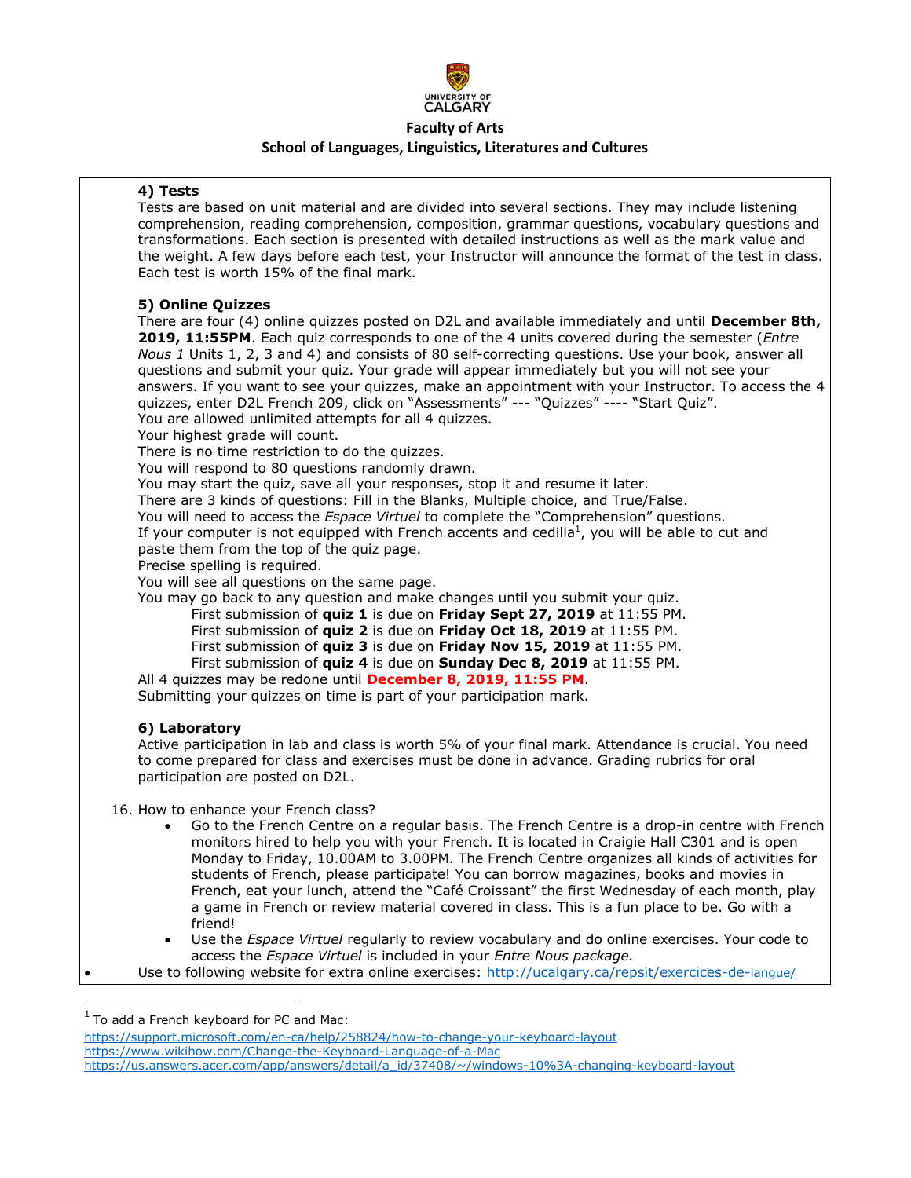**Faculty of Arts**

**School of Languages, Linguistics, Literatures and Cultures**

### 4) Tests

Tests are based on unit material and are divided into several sections. They may include listening comprehension, reading comprehension, composition, grammar questions, vocabulary questions and transformations. Each section is presented with detailed instructions as well as the mark value and the weight. A few days before each test, your Instructor will announce the format of the test in class. Each test is worth 15% of the final mark.

### 5) Online Quizzes

There are four (4) online quizzes posted on D2L and available immediately and until **December 8th, 2019, 11:55PM**. Each quiz corresponds to one of the 4 units covered during the semester (*Entre Nous 1* Units 1, 2, 3 and 4) and consists of 80 self-correcting questions. Use your book, answer all questions and submit your quiz. Your grade will appear immediately but you will not see your answers. If you want to see your quizzes, make an appointment with your Instructor. To access the 4 quizzes, enter D2L French 209, click on "Assessments" --- "Quizzes" ---- "Start Quiz".

You are allowed unlimited attempts for all 4 quizzes.

Your highest grade will count.

There is no time restriction to do the quizzes.

You will respond to 80 questions randomly drawn.

You may start the quiz, save all your responses, stop it and resume it later.

There are 3 kinds of questions: Fill in the Blanks, Multiple choice, and True/False.

You will need to access the *Espace Virtuel* to complete the "Comprehension" questions.

If your computer is not equipped with French accents and cedilla[1], you will be able to cut and paste them from the top of the quiz page.

Precise spelling is required.

You will see all questions on the same page.

You may go back to any question and make changes until you submit your quiz.

First submission of **quiz 1** is due on **Friday Sept 27, 2019** at 11:55 PM.
First submission of **quiz 2** is due on **Friday Oct 18, 2019** at 11:55 PM.
First submission of **quiz 3** is due on **Friday Nov 15, 2019** at 11:55 PM.
First submission of **quiz 4** is due on **Sunday Dec 8, 2019** at 11:55 PM.

All 4 quizzes may be redone until **December 8, 2019, 11:55 PM**.

Submitting your quizzes on time is part of your participation mark.

### 6) Laboratory

Active participation in lab and class is worth 5% of your final mark. Attendance is crucial. You need to come prepared for class and exercises must be done in advance. Grading rubrics for oral participation are posted on D2L.

16. How to enhance your French class?
    - Go to the French Centre on a regular basis. The French Centre is a drop-in centre with French monitors hired to help you with your French. It is located in Craigie Hall C301 and is open Monday to Friday, 10.00AM to 3.00PM. The French Centre organizes all kinds of activities for students of French, please participate! You can borrow magazines, books and movies in French, eat your lunch, attend the "Café Croissant" the first Wednesday of each month, play a game in French or review material covered in class. This is a fun place to be. Go with a friend!
    - Use the *Espace Virtuel* regularly to review vocabulary and do online exercises. Your code to access the *Espace Virtuel* is included in your *Entre Nous package.*

- Use to following website for extra online exercises: http://ucalgary.ca/repsit/exercices-de-langue/

---

[1] To add a French keyboard for PC and Mac:
https://support.microsoft.com/en-ca/help/258824/how-to-change-your-keyboard-layout
https://www.wikihow.com/Change-the-Keyboard-Language-of-a-Mac
https://us.answers.acer.com/app/answers/detail/a_id/37408/~/windows-10%3A-changing-keyboard-layout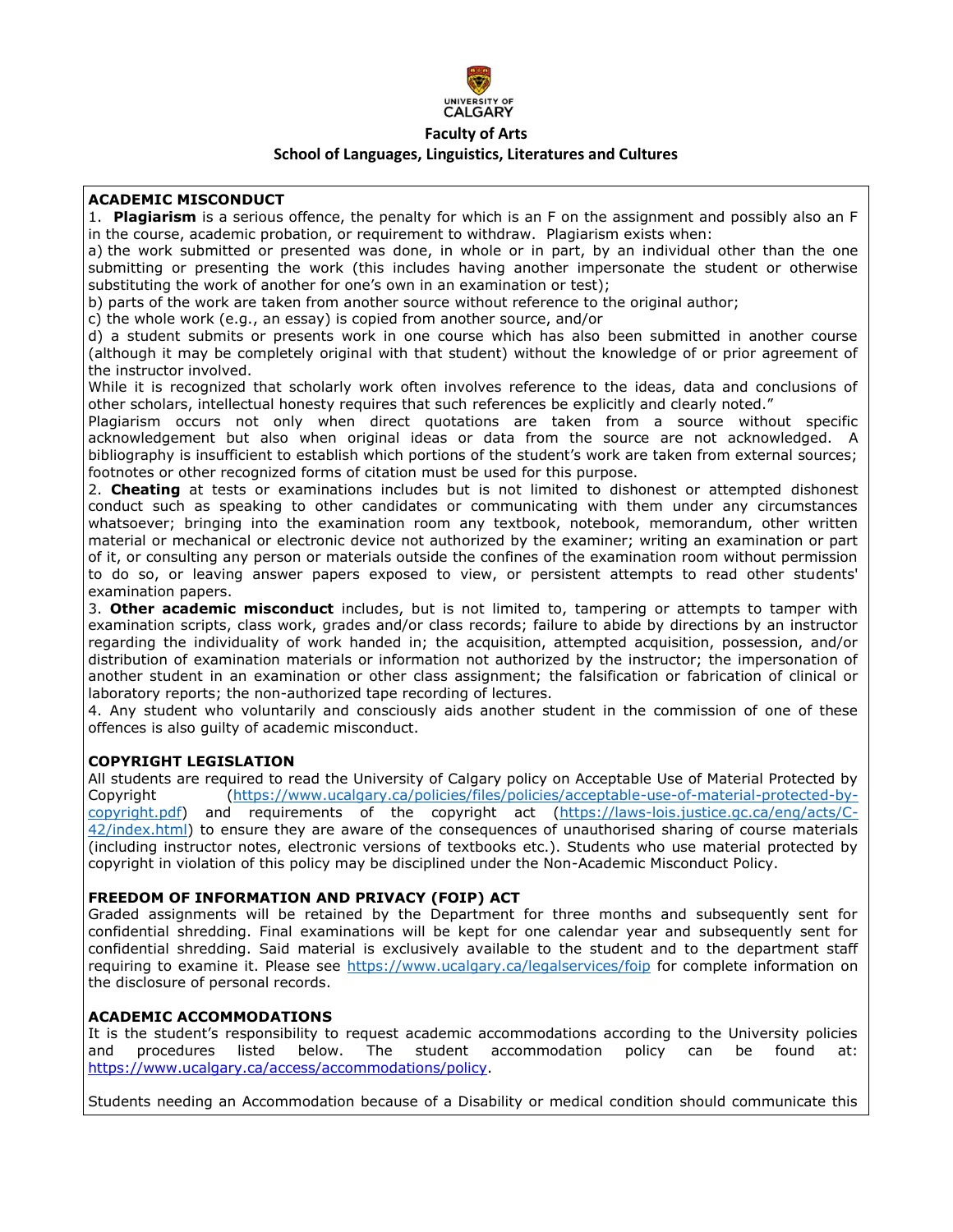**Faculty of Arts**

**School of Languages, Linguistics, Literatures and Cultures**

## ACADEMIC MISCONDUCT

1. **Plagiarism** is a serious offence, the penalty for which is an F on the assignment and possibly also an F in the course, academic probation, or requirement to withdraw. Plagiarism exists when:

a) the work submitted or presented was done, in whole or in part, by an individual other than the one submitting or presenting the work (this includes having another impersonate the student or otherwise substituting the work of another for one's own in an examination or test);

b) parts of the work are taken from another source without reference to the original author;

c) the whole work (e.g., an essay) is copied from another source, and/or

d) a student submits or presents work in one course which has also been submitted in another course (although it may be completely original with that student) without the knowledge of or prior agreement of the instructor involved.

While it is recognized that scholarly work often involves reference to the ideas, data and conclusions of other scholars, intellectual honesty requires that such references be explicitly and clearly noted."

Plagiarism occurs not only when direct quotations are taken from a source without specific acknowledgement but also when original ideas or data from the source are not acknowledged. A bibliography is insufficient to establish which portions of the student's work are taken from external sources; footnotes or other recognized forms of citation must be used for this purpose.

2. **Cheating** at tests or examinations includes but is not limited to dishonest or attempted dishonest conduct such as speaking to other candidates or communicating with them under any circumstances whatsoever; bringing into the examination room any textbook, notebook, memorandum, other written material or mechanical or electronic device not authorized by the examiner; writing an examination or part of it, or consulting any person or materials outside the confines of the examination room without permission to do so, or leaving answer papers exposed to view, or persistent attempts to read other students' examination papers.

3. **Other academic misconduct** includes, but is not limited to, tampering or attempts to tamper with examination scripts, class work, grades and/or class records; failure to abide by directions by an instructor regarding the individuality of work handed in; the acquisition, attempted acquisition, possession, and/or distribution of examination materials or information not authorized by the instructor; the impersonation of another student in an examination or other class assignment; the falsification or fabrication of clinical or laboratory reports; the non-authorized tape recording of lectures.

4. Any student who voluntarily and consciously aids another student in the commission of one of these offences is also guilty of academic misconduct.

## COPYRIGHT LEGISLATION

All students are required to read the University of Calgary policy on Acceptable Use of Material Protected by Copyright (https://www.ucalgary.ca/policies/files/policies/acceptable-use-of-material-protected-by-copyright.pdf) and requirements of the copyright act (https://laws-lois.justice.gc.ca/eng/acts/C-42/index.html) to ensure they are aware of the consequences of unauthorised sharing of course materials (including instructor notes, electronic versions of textbooks etc.). Students who use material protected by copyright in violation of this policy may be disciplined under the Non-Academic Misconduct Policy.

## FREEDOM OF INFORMATION AND PRIVACY (FOIP) ACT

Graded assignments will be retained by the Department for three months and subsequently sent for confidential shredding. Final examinations will be kept for one calendar year and subsequently sent for confidential shredding. Said material is exclusively available to the student and to the department staff requiring to examine it. Please see https://www.ucalgary.ca/legalservices/foip for complete information on the disclosure of personal records.

## ACADEMIC ACCOMMODATIONS

It is the student's responsibility to request academic accommodations according to the University policies and procedures listed below. The student accommodation policy can be found at: https://www.ucalgary.ca/access/accommodations/policy.

Students needing an Accommodation because of a Disability or medical condition should communicate this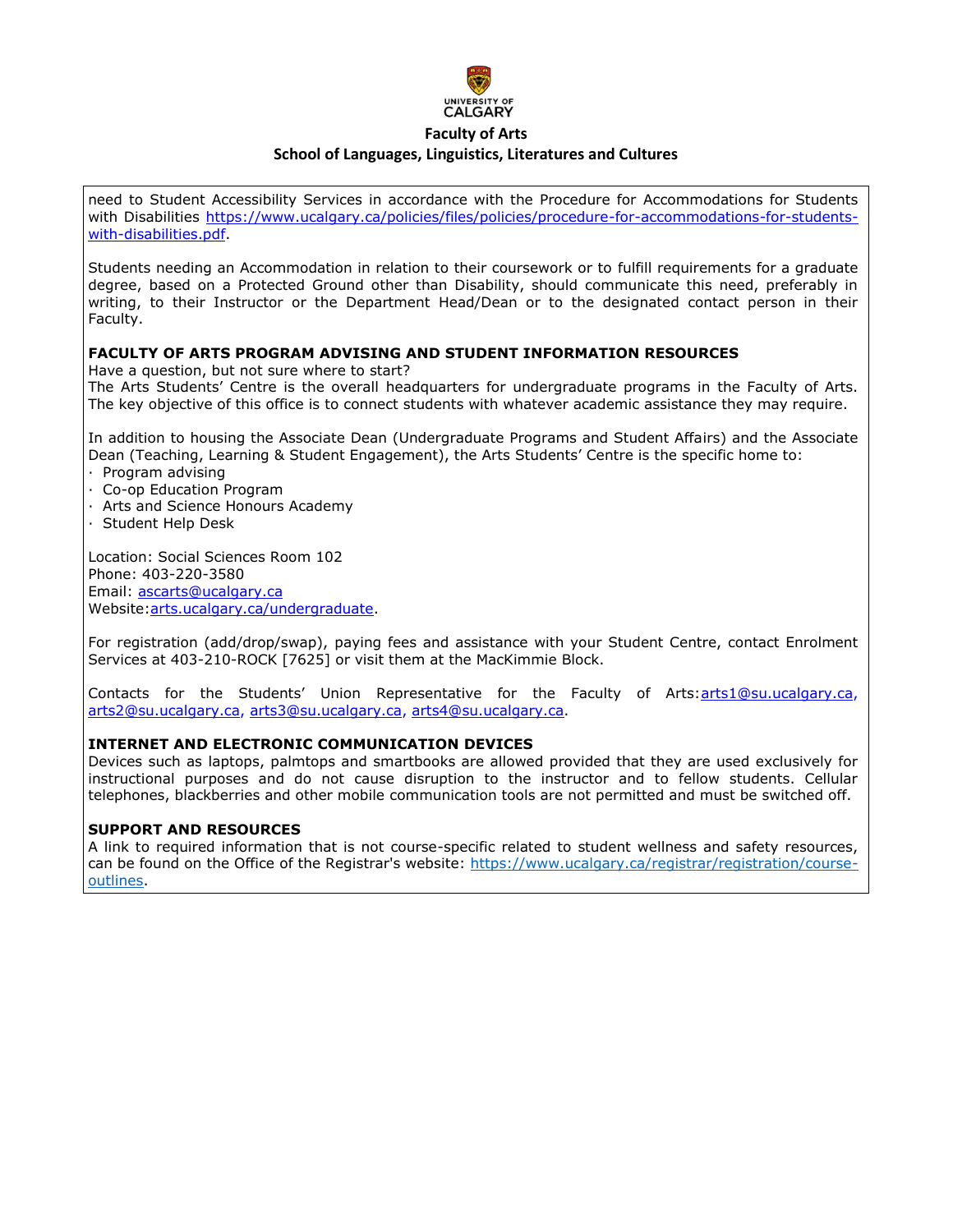need to Student Accessibility Services in accordance with the Procedure for Accommodations for Students with Disabilities https://www.ucalgary.ca/policies/files/policies/procedure-for-accommodations-for-students-with-disabilities.pdf.

Students needing an Accommodation in relation to their coursework or to fulfill requirements for a graduate degree, based on a Protected Ground other than Disability, should communicate this need, preferably in writing, to their Instructor or the Department Head/Dean or to the designated contact person in their Faculty.

**FACULTY OF ARTS PROGRAM ADVISING AND STUDENT INFORMATION RESOURCES**

Have a question, but not sure where to start?
The Arts Students' Centre is the overall headquarters for undergraduate programs in the Faculty of Arts. The key objective of this office is to connect students with whatever academic assistance they may require.

In addition to housing the Associate Dean (Undergraduate Programs and Student Affairs) and the Associate Dean (Teaching, Learning & Student Engagement), the Arts Students' Centre is the specific home to:

- Program advising
- Co-op Education Program
- Arts and Science Honours Academy
- Student Help Desk

Location: Social Sciences Room 102
Phone: 403-220-3580
Email: ascarts@ucalgary.ca
Website: arts.ucalgary.ca/undergraduate.

For registration (add/drop/swap), paying fees and assistance with your Student Centre, contact Enrolment Services at 403-210-ROCK [7625] or visit them at the MacKimmie Block.

Contacts for the Students' Union Representative for the Faculty of Arts: arts1@su.ucalgary.ca, arts2@su.ucalgary.ca, arts3@su.ucalgary.ca, arts4@su.ucalgary.ca.

**INTERNET AND ELECTRONIC COMMUNICATION DEVICES**

Devices such as laptops, palmtops and smartbooks are allowed provided that they are used exclusively for instructional purposes and do not cause disruption to the instructor and to fellow students. Cellular telephones, blackberries and other mobile communication tools are not permitted and must be switched off.

**SUPPORT AND RESOURCES**

A link to required information that is not course-specific related to student wellness and safety resources, can be found on the Office of the Registrar's website: https://www.ucalgary.ca/registrar/registration/course-outlines.